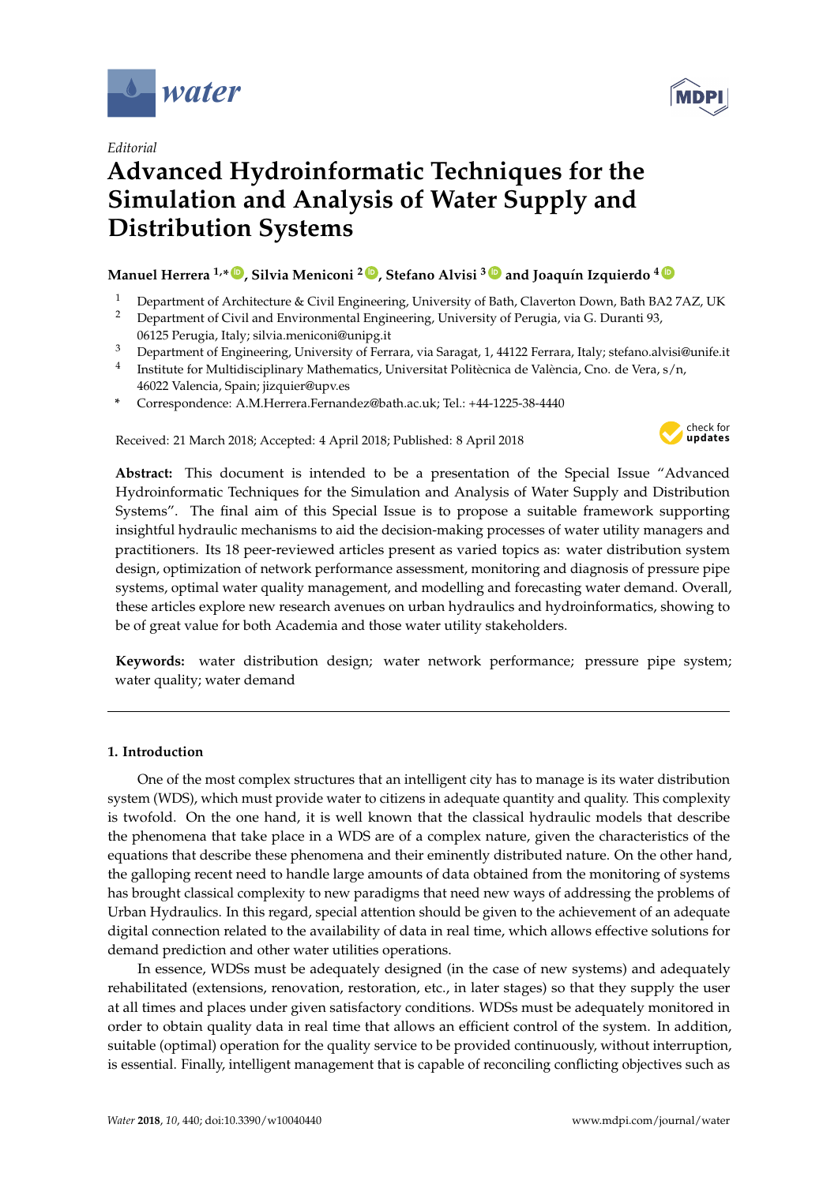*Editorial*

# Advanced Hydroinformatic Techniques for the Simulation and Analysis of Water Supply and Distribution Systems

**Manuel Herrera [1,*], Silvia Meniconi [2], Stefano Alvisi [3] and Joaquín Izquierdo [4]**

[1] Department of Architecture & Civil Engineering, University of Bath, Claverton Down, Bath BA2 7AZ, UK
[2] Department of Civil and Environmental Engineering, University of Perugia, via G. Duranti 93, 06125 Perugia, Italy; silvia.meniconi@unipg.it
[3] Department of Engineering, University of Ferrara, via Saragat, 1, 44122 Ferrara, Italy; stefano.alvisi@unife.it
[4] Institute for Multidisciplinary Mathematics, Universitat Politècnica de València, Cno. de Vera, s/n, 46022 Valencia, Spain; jizquier@upv.es
* Correspondence: A.M.Herrera.Fernandez@bath.ac.uk; Tel.: +44-1225-38-4440

Received: 21 March 2018; Accepted: 4 April 2018; Published: 8 April 2018

**Abstract:** This document is intended to be a presentation of the Special Issue "Advanced Hydroinformatic Techniques for the Simulation and Analysis of Water Supply and Distribution Systems". The final aim of this Special Issue is to propose a suitable framework supporting insightful hydraulic mechanisms to aid the decision-making processes of water utility managers and practitioners. Its 18 peer-reviewed articles present as varied topics as: water distribution system design, optimization of network performance assessment, monitoring and diagnosis of pressure pipe systems, optimal water quality management, and modelling and forecasting water demand. Overall, these articles explore new research avenues on urban hydraulics and hydroinformatics, showing to be of great value for both Academia and those water utility stakeholders.

**Keywords:** water distribution design; water network performance; pressure pipe system; water quality; water demand

## 1. Introduction

One of the most complex structures that an intelligent city has to manage is its water distribution system (WDS), which must provide water to citizens in adequate quantity and quality. This complexity is twofold. On the one hand, it is well known that the classical hydraulic models that describe the phenomena that take place in a WDS are of a complex nature, given the characteristics of the equations that describe these phenomena and their eminently distributed nature. On the other hand, the galloping recent need to handle large amounts of data obtained from the monitoring of systems has brought classical complexity to new paradigms that need new ways of addressing the problems of Urban Hydraulics. In this regard, special attention should be given to the achievement of an adequate digital connection related to the availability of data in real time, which allows effective solutions for demand prediction and other water utilities operations.

In essence, WDSs must be adequately designed (in the case of new systems) and adequately rehabilitated (extensions, renovation, restoration, etc., in later stages) so that they supply the user at all times and places under given satisfactory conditions. WDSs must be adequately monitored in order to obtain quality data in real time that allows an efficient control of the system. In addition, suitable (optimal) operation for the quality service to be provided continuously, without interruption, is essential. Finally, intelligent management that is capable of reconciling conflicting objectives such as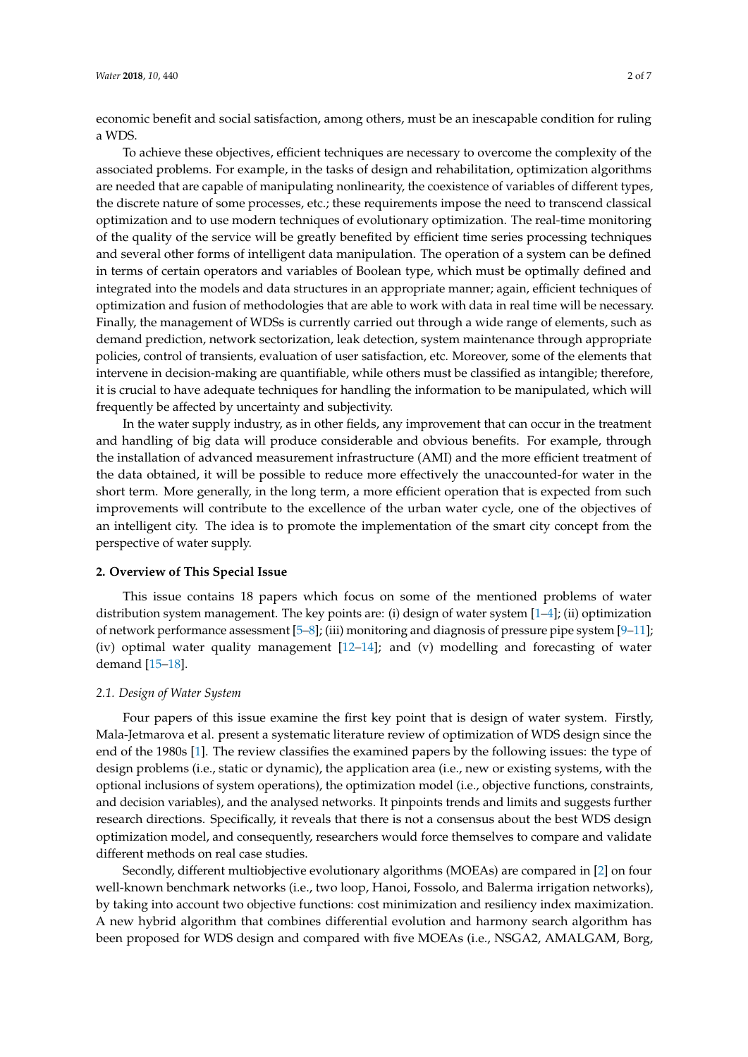economic benefit and social satisfaction, among others, must be an inescapable condition for ruling a WDS.

To achieve these objectives, efficient techniques are necessary to overcome the complexity of the associated problems. For example, in the tasks of design and rehabilitation, optimization algorithms are needed that are capable of manipulating nonlinearity, the coexistence of variables of different types, the discrete nature of some processes, etc.; these requirements impose the need to transcend classical optimization and to use modern techniques of evolutionary optimization. The real-time monitoring of the quality of the service will be greatly benefited by efficient time series processing techniques and several other forms of intelligent data manipulation. The operation of a system can be defined in terms of certain operators and variables of Boolean type, which must be optimally defined and integrated into the models and data structures in an appropriate manner; again, efficient techniques of optimization and fusion of methodologies that are able to work with data in real time will be necessary. Finally, the management of WDSs is currently carried out through a wide range of elements, such as demand prediction, network sectorization, leak detection, system maintenance through appropriate policies, control of transients, evaluation of user satisfaction, etc. Moreover, some of the elements that intervene in decision-making are quantifiable, while others must be classified as intangible; therefore, it is crucial to have adequate techniques for handling the information to be manipulated, which will frequently be affected by uncertainty and subjectivity.

In the water supply industry, as in other fields, any improvement that can occur in the treatment and handling of big data will produce considerable and obvious benefits. For example, through the installation of advanced measurement infrastructure (AMI) and the more efficient treatment of the data obtained, it will be possible to reduce more effectively the unaccounted-for water in the short term. More generally, in the long term, a more efficient operation that is expected from such improvements will contribute to the excellence of the urban water cycle, one of the objectives of an intelligent city. The idea is to promote the implementation of the smart city concept from the perspective of water supply.

## 2. Overview of This Special Issue

This issue contains 18 papers which focus on some of the mentioned problems of water distribution system management. The key points are: (i) design of water system [1–4]; (ii) optimization of network performance assessment [5–8]; (iii) monitoring and diagnosis of pressure pipe system [9–11]; (iv) optimal water quality management [12–14]; and (v) modelling and forecasting of water demand [15–18].

### *2.1. Design of Water System*

Four papers of this issue examine the first key point that is design of water system. Firstly, Mala-Jetmarova et al. present a systematic literature review of optimization of WDS design since the end of the 1980s [1]. The review classifies the examined papers by the following issues: the type of design problems (i.e., static or dynamic), the application area (i.e., new or existing systems, with the optional inclusions of system operations), the optimization model (i.e., objective functions, constraints, and decision variables), and the analysed networks. It pinpoints trends and limits and suggests further research directions. Specifically, it reveals that there is not a consensus about the best WDS design optimization model, and consequently, researchers would force themselves to compare and validate different methods on real case studies.

Secondly, different multiobjective evolutionary algorithms (MOEAs) are compared in [2] on four well-known benchmark networks (i.e., two loop, Hanoi, Fossolo, and Balerma irrigation networks), by taking into account two objective functions: cost minimization and resiliency index maximization. A new hybrid algorithm that combines differential evolution and harmony search algorithm has been proposed for WDS design and compared with five MOEAs (i.e., NSGA2, AMALGAM, Borg,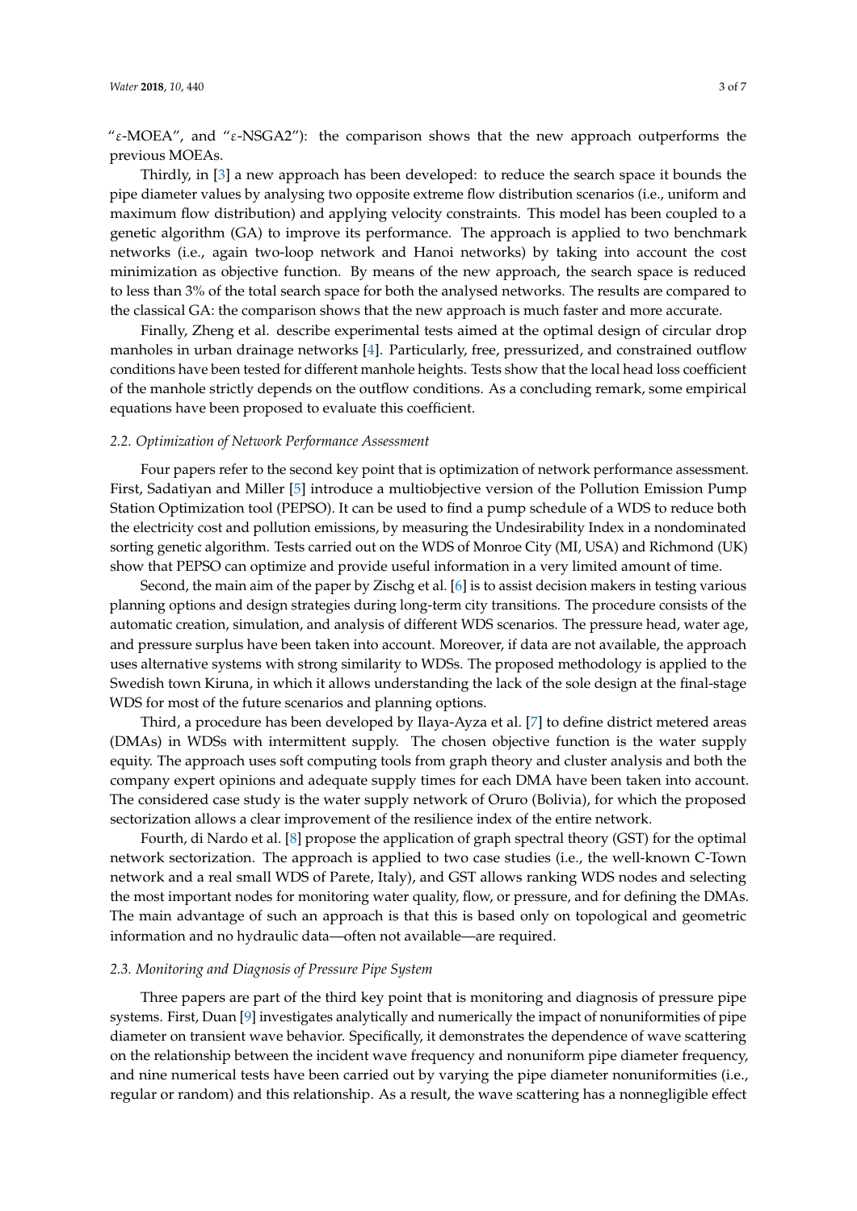"ε-MOEA", and "ε-NSGA2"): the comparison shows that the new approach outperforms the previous MOEAs.

Thirdly, in [3] a new approach has been developed: to reduce the search space it bounds the pipe diameter values by analysing two opposite extreme flow distribution scenarios (i.e., uniform and maximum flow distribution) and applying velocity constraints. This model has been coupled to a genetic algorithm (GA) to improve its performance. The approach is applied to two benchmark networks (i.e., again two-loop network and Hanoi networks) by taking into account the cost minimization as objective function. By means of the new approach, the search space is reduced to less than 3% of the total search space for both the analysed networks. The results are compared to the classical GA: the comparison shows that the new approach is much faster and more accurate.

Finally, Zheng et al. describe experimental tests aimed at the optimal design of circular drop manholes in urban drainage networks [4]. Particularly, free, pressurized, and constrained outflow conditions have been tested for different manhole heights. Tests show that the local head loss coefficient of the manhole strictly depends on the outflow conditions. As a concluding remark, some empirical equations have been proposed to evaluate this coefficient.

### *2.2. Optimization of Network Performance Assessment*

Four papers refer to the second key point that is optimization of network performance assessment. First, Sadatiyan and Miller [5] introduce a multiobjective version of the Pollution Emission Pump Station Optimization tool (PEPSO). It can be used to find a pump schedule of a WDS to reduce both the electricity cost and pollution emissions, by measuring the Undesirability Index in a nondominated sorting genetic algorithm. Tests carried out on the WDS of Monroe City (MI, USA) and Richmond (UK) show that PEPSO can optimize and provide useful information in a very limited amount of time.

Second, the main aim of the paper by Zischg et al. [6] is to assist decision makers in testing various planning options and design strategies during long-term city transitions. The procedure consists of the automatic creation, simulation, and analysis of different WDS scenarios. The pressure head, water age, and pressure surplus have been taken into account. Moreover, if data are not available, the approach uses alternative systems with strong similarity to WDSs. The proposed methodology is applied to the Swedish town Kiruna, in which it allows understanding the lack of the sole design at the final-stage WDS for most of the future scenarios and planning options.

Third, a procedure has been developed by Ilaya-Ayza et al. [7] to define district metered areas (DMAs) in WDSs with intermittent supply. The chosen objective function is the water supply equity. The approach uses soft computing tools from graph theory and cluster analysis and both the company expert opinions and adequate supply times for each DMA have been taken into account. The considered case study is the water supply network of Oruro (Bolivia), for which the proposed sectorization allows a clear improvement of the resilience index of the entire network.

Fourth, di Nardo et al. [8] propose the application of graph spectral theory (GST) for the optimal network sectorization. The approach is applied to two case studies (i.e., the well-known C-Town network and a real small WDS of Parete, Italy), and GST allows ranking WDS nodes and selecting the most important nodes for monitoring water quality, flow, or pressure, and for defining the DMAs. The main advantage of such an approach is that this is based only on topological and geometric information and no hydraulic data—often not available—are required.

### *2.3. Monitoring and Diagnosis of Pressure Pipe System*

Three papers are part of the third key point that is monitoring and diagnosis of pressure pipe systems. First, Duan [9] investigates analytically and numerically the impact of nonuniformities of pipe diameter on transient wave behavior. Specifically, it demonstrates the dependence of wave scattering on the relationship between the incident wave frequency and nonuniform pipe diameter frequency, and nine numerical tests have been carried out by varying the pipe diameter nonuniformities (i.e., regular or random) and this relationship. As a result, the wave scattering has a nonnegligible effect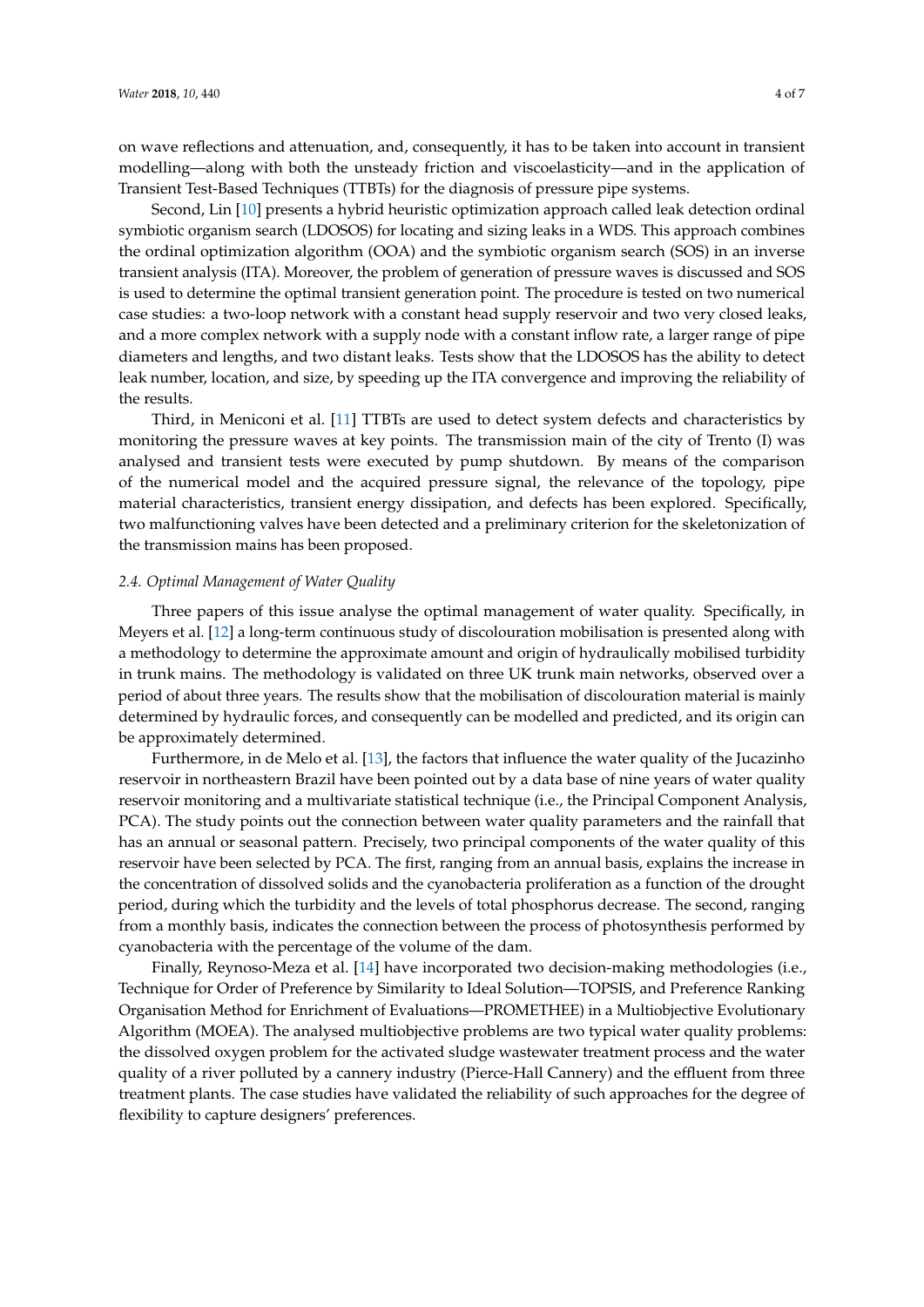on wave reflections and attenuation, and, consequently, it has to be taken into account in transient modelling—along with both the unsteady friction and viscoelasticity—and in the application of Transient Test-Based Techniques (TTBTs) for the diagnosis of pressure pipe systems.

Second, Lin [10] presents a hybrid heuristic optimization approach called leak detection ordinal symbiotic organism search (LDOSOS) for locating and sizing leaks in a WDS. This approach combines the ordinal optimization algorithm (OOA) and the symbiotic organism search (SOS) in an inverse transient analysis (ITA). Moreover, the problem of generation of pressure waves is discussed and SOS is used to determine the optimal transient generation point. The procedure is tested on two numerical case studies: a two-loop network with a constant head supply reservoir and two very closed leaks, and a more complex network with a supply node with a constant inflow rate, a larger range of pipe diameters and lengths, and two distant leaks. Tests show that the LDOSOS has the ability to detect leak number, location, and size, by speeding up the ITA convergence and improving the reliability of the results.

Third, in Meniconi et al. [11] TTBTs are used to detect system defects and characteristics by monitoring the pressure waves at key points. The transmission main of the city of Trento (I) was analysed and transient tests were executed by pump shutdown. By means of the comparison of the numerical model and the acquired pressure signal, the relevance of the topology, pipe material characteristics, transient energy dissipation, and defects has been explored. Specifically, two malfunctioning valves have been detected and a preliminary criterion for the skeletonization of the transmission mains has been proposed.

### *2.4. Optimal Management of Water Quality*

Three papers of this issue analyse the optimal management of water quality. Specifically, in Meyers et al. [12] a long-term continuous study of discolouration mobilisation is presented along with a methodology to determine the approximate amount and origin of hydraulically mobilised turbidity in trunk mains. The methodology is validated on three UK trunk main networks, observed over a period of about three years. The results show that the mobilisation of discolouration material is mainly determined by hydraulic forces, and consequently can be modelled and predicted, and its origin can be approximately determined.

Furthermore, in de Melo et al. [13], the factors that influence the water quality of the Jucazinho reservoir in northeastern Brazil have been pointed out by a data base of nine years of water quality reservoir monitoring and a multivariate statistical technique (i.e., the Principal Component Analysis, PCA). The study points out the connection between water quality parameters and the rainfall that has an annual or seasonal pattern. Precisely, two principal components of the water quality of this reservoir have been selected by PCA. The first, ranging from an annual basis, explains the increase in the concentration of dissolved solids and the cyanobacteria proliferation as a function of the drought period, during which the turbidity and the levels of total phosphorus decrease. The second, ranging from a monthly basis, indicates the connection between the process of photosynthesis performed by cyanobacteria with the percentage of the volume of the dam.

Finally, Reynoso-Meza et al. [14] have incorporated two decision-making methodologies (i.e., Technique for Order of Preference by Similarity to Ideal Solution—TOPSIS, and Preference Ranking Organisation Method for Enrichment of Evaluations—PROMETHEE) in a Multiobjective Evolutionary Algorithm (MOEA). The analysed multiobjective problems are two typical water quality problems: the dissolved oxygen problem for the activated sludge wastewater treatment process and the water quality of a river polluted by a cannery industry (Pierce-Hall Cannery) and the effluent from three treatment plants. The case studies have validated the reliability of such approaches for the degree of flexibility to capture designers' preferences.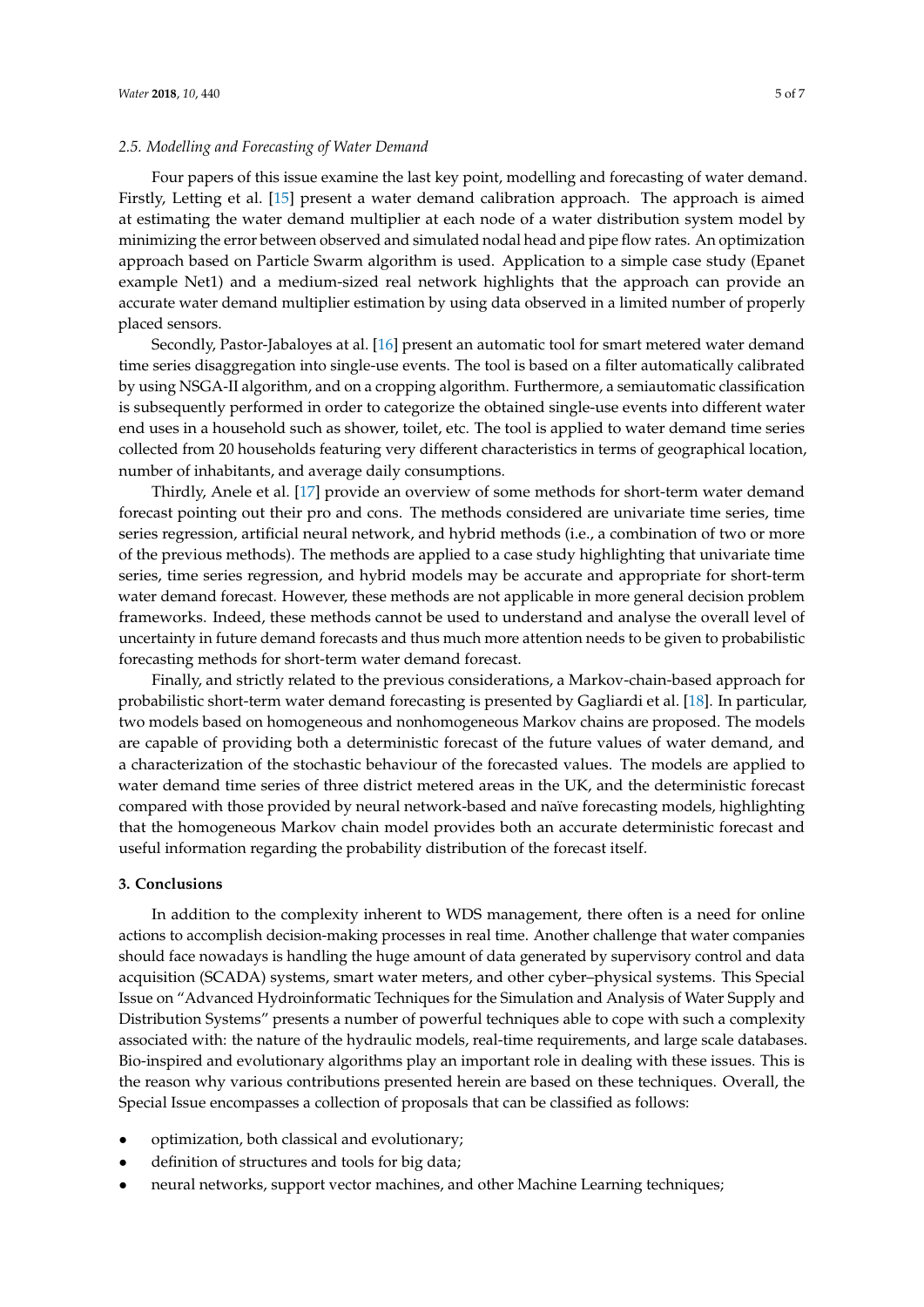### 2.5. Modelling and Forecasting of Water Demand

Four papers of this issue examine the last key point, modelling and forecasting of water demand. Firstly, Letting et al. [15] present a water demand calibration approach. The approach is aimed at estimating the water demand multiplier at each node of a water distribution system model by minimizing the error between observed and simulated nodal head and pipe flow rates. An optimization approach based on Particle Swarm algorithm is used. Application to a simple case study (Epanet example Net1) and a medium-sized real network highlights that the approach can provide an accurate water demand multiplier estimation by using data observed in a limited number of properly placed sensors.

Secondly, Pastor-Jabaloyes at al. [16] present an automatic tool for smart metered water demand time series disaggregation into single-use events. The tool is based on a filter automatically calibrated by using NSGA-II algorithm, and on a cropping algorithm. Furthermore, a semiautomatic classification is subsequently performed in order to categorize the obtained single-use events into different water end uses in a household such as shower, toilet, etc. The tool is applied to water demand time series collected from 20 households featuring very different characteristics in terms of geographical location, number of inhabitants, and average daily consumptions.

Thirdly, Anele et al. [17] provide an overview of some methods for short-term water demand forecast pointing out their pro and cons. The methods considered are univariate time series, time series regression, artificial neural network, and hybrid methods (i.e., a combination of two or more of the previous methods). The methods are applied to a case study highlighting that univariate time series, time series regression, and hybrid models may be accurate and appropriate for short-term water demand forecast. However, these methods are not applicable in more general decision problem frameworks. Indeed, these methods cannot be used to understand and analyse the overall level of uncertainty in future demand forecasts and thus much more attention needs to be given to probabilistic forecasting methods for short-term water demand forecast.

Finally, and strictly related to the previous considerations, a Markov-chain-based approach for probabilistic short-term water demand forecasting is presented by Gagliardi et al. [18]. In particular, two models based on homogeneous and nonhomogeneous Markov chains are proposed. The models are capable of providing both a deterministic forecast of the future values of water demand, and a characterization of the stochastic behaviour of the forecasted values. The models are applied to water demand time series of three district metered areas in the UK, and the deterministic forecast compared with those provided by neural network-based and naïve forecasting models, highlighting that the homogeneous Markov chain model provides both an accurate deterministic forecast and useful information regarding the probability distribution of the forecast itself.

## 3. Conclusions

In addition to the complexity inherent to WDS management, there often is a need for online actions to accomplish decision-making processes in real time. Another challenge that water companies should face nowadays is handling the huge amount of data generated by supervisory control and data acquisition (SCADA) systems, smart water meters, and other cyber–physical systems. This Special Issue on "Advanced Hydroinformatic Techniques for the Simulation and Analysis of Water Supply and Distribution Systems" presents a number of powerful techniques able to cope with such a complexity associated with: the nature of the hydraulic models, real-time requirements, and large scale databases. Bio-inspired and evolutionary algorithms play an important role in dealing with these issues. This is the reason why various contributions presented herein are based on these techniques. Overall, the Special Issue encompasses a collection of proposals that can be classified as follows:

- optimization, both classical and evolutionary;
- definition of structures and tools for big data;
- neural networks, support vector machines, and other Machine Learning techniques;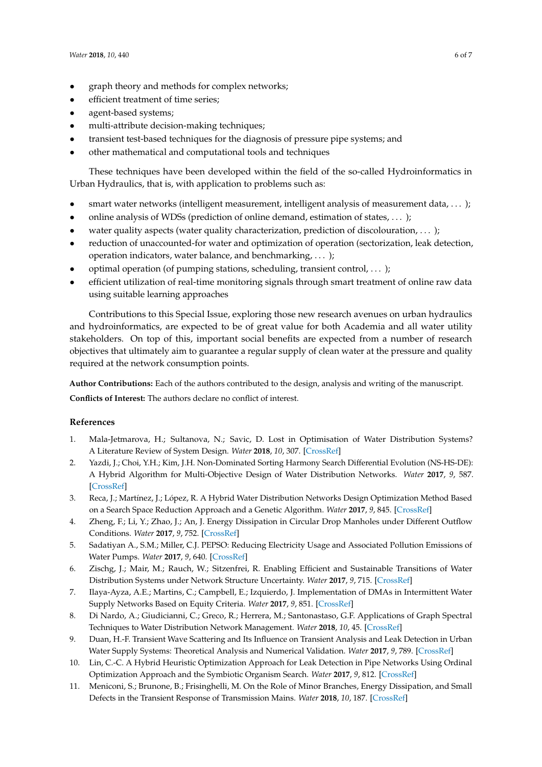- graph theory and methods for complex networks;
- efficient treatment of time series;
- agent-based systems;
- multi-attribute decision-making techniques;
- transient test-based techniques for the diagnosis of pressure pipe systems; and
- other mathematical and computational tools and techniques

These techniques have been developed within the field of the so-called Hydroinformatics in Urban Hydraulics, that is, with application to problems such as:

- smart water networks (intelligent measurement, intelligent analysis of measurement data, . . . );
- online analysis of WDSs (prediction of online demand, estimation of states, . . . );
- water quality aspects (water quality characterization, prediction of discolouration, . . . );
- reduction of unaccounted-for water and optimization of operation (sectorization, leak detection, operation indicators, water balance, and benchmarking, . . . );
- optimal operation (of pumping stations, scheduling, transient control, . . . );
- efficient utilization of real-time monitoring signals through smart treatment of online raw data using suitable learning approaches

Contributions to this Special Issue, exploring those new research avenues on urban hydraulics and hydroinformatics, are expected to be of great value for both Academia and all water utility stakeholders. On top of this, important social benefits are expected from a number of research objectives that ultimately aim to guarantee a regular supply of clean water at the pressure and quality required at the network consumption points.

**Author Contributions:** Each of the authors contributed to the design, analysis and writing of the manuscript.

**Conflicts of Interest:** The authors declare no conflict of interest.

## References

1. Mala-Jetmarova, H.; Sultanova, N.; Savic, D. Lost in Optimisation of Water Distribution Systems? A Literature Review of System Design. *Water* **2018**, *10*, 307. [CrossRef]
2. Yazdi, J.; Choi, Y.H.; Kim, J.H. Non-Dominated Sorting Harmony Search Differential Evolution (NS-HS-DE): A Hybrid Algorithm for Multi-Objective Design of Water Distribution Networks. *Water* **2017**, *9*, 587. [CrossRef]
3. Reca, J.; Martínez, J.; López, R. A Hybrid Water Distribution Networks Design Optimization Method Based on a Search Space Reduction Approach and a Genetic Algorithm. *Water* **2017**, *9*, 845. [CrossRef]
4. Zheng, F.; Li, Y.; Zhao, J.; An, J. Energy Dissipation in Circular Drop Manholes under Different Outflow Conditions. *Water* **2017**, *9*, 752. [CrossRef]
5. Sadatiyan A., S.M.; Miller, C.J. PEPSO: Reducing Electricity Usage and Associated Pollution Emissions of Water Pumps. *Water* **2017**, *9*, 640. [CrossRef]
6. Zischg, J.; Mair, M.; Rauch, W.; Sitzenfrei, R. Enabling Efficient and Sustainable Transitions of Water Distribution Systems under Network Structure Uncertainty. *Water* **2017**, *9*, 715. [CrossRef]
7. Ilaya-Ayza, A.E.; Martins, C.; Campbell, E.; Izquierdo, J. Implementation of DMAs in Intermittent Water Supply Networks Based on Equity Criteria. *Water* **2017**, *9*, 851. [CrossRef]
8. Di Nardo, A.; Giudicianni, C.; Greco, R.; Herrera, M.; Santonastaso, G.F. Applications of Graph Spectral Techniques to Water Distribution Network Management. *Water* **2018**, *10*, 45. [CrossRef]
9. Duan, H.-F. Transient Wave Scattering and Its Influence on Transient Analysis and Leak Detection in Urban Water Supply Systems: Theoretical Analysis and Numerical Validation. *Water* **2017**, *9*, 789. [CrossRef]
10. Lin, C.-C. A Hybrid Heuristic Optimization Approach for Leak Detection in Pipe Networks Using Ordinal Optimization Approach and the Symbiotic Organism Search. *Water* **2017**, *9*, 812. [CrossRef]
11. Meniconi, S.; Brunone, B.; Frisinghelli, M. On the Role of Minor Branches, Energy Dissipation, and Small Defects in the Transient Response of Transmission Mains. *Water* **2018**, *10*, 187. [CrossRef]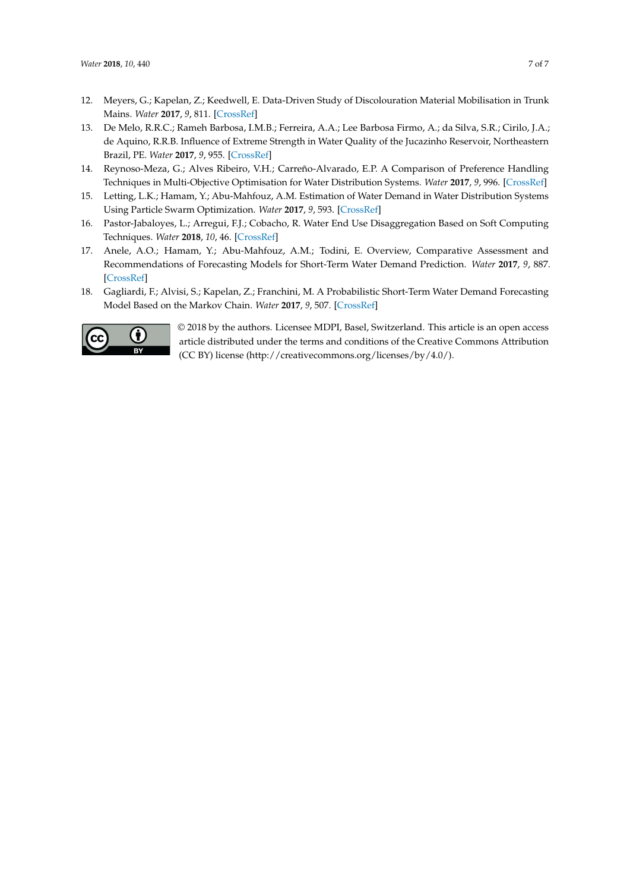12. Meyers, G.; Kapelan, Z.; Keedwell, E. Data-Driven Study of Discolouration Material Mobilisation in Trunk Mains. *Water* **2017**, *9*, 811. [CrossRef]
13. De Melo, R.R.C.; Rameh Barbosa, I.M.B.; Ferreira, A.A.; Lee Barbosa Firmo, A.; da Silva, S.R.; Cirilo, J.A.; de Aquino, R.R.B. Influence of Extreme Strength in Water Quality of the Jucazinho Reservoir, Northeastern Brazil, PE. *Water* **2017**, *9*, 955. [CrossRef]
14. Reynoso-Meza, G.; Alves Ribeiro, V.H.; Carreño-Alvarado, E.P. A Comparison of Preference Handling Techniques in Multi-Objective Optimisation for Water Distribution Systems. *Water* **2017**, *9*, 996. [CrossRef]
15. Letting, L.K.; Hamam, Y.; Abu-Mahfouz, A.M. Estimation of Water Demand in Water Distribution Systems Using Particle Swarm Optimization. *Water* **2017**, *9*, 593. [CrossRef]
16. Pastor-Jabaloyes, L.; Arregui, F.J.; Cobacho, R. Water End Use Disaggregation Based on Soft Computing Techniques. *Water* **2018**, *10*, 46. [CrossRef]
17. Anele, A.O.; Hamam, Y.; Abu-Mahfouz, A.M.; Todini, E. Overview, Comparative Assessment and Recommendations of Forecasting Models for Short-Term Water Demand Prediction. *Water* **2017**, *9*, 887. [CrossRef]
18. Gagliardi, F.; Alvisi, S.; Kapelan, Z.; Franchini, M. A Probabilistic Short-Term Water Demand Forecasting Model Based on the Markov Chain. *Water* **2017**, *9*, 507. [CrossRef]

© 2018 by the authors. Licensee MDPI, Basel, Switzerland. This article is an open access article distributed under the terms and conditions of the Creative Commons Attribution (CC BY) license (http://creativecommons.org/licenses/by/4.0/).